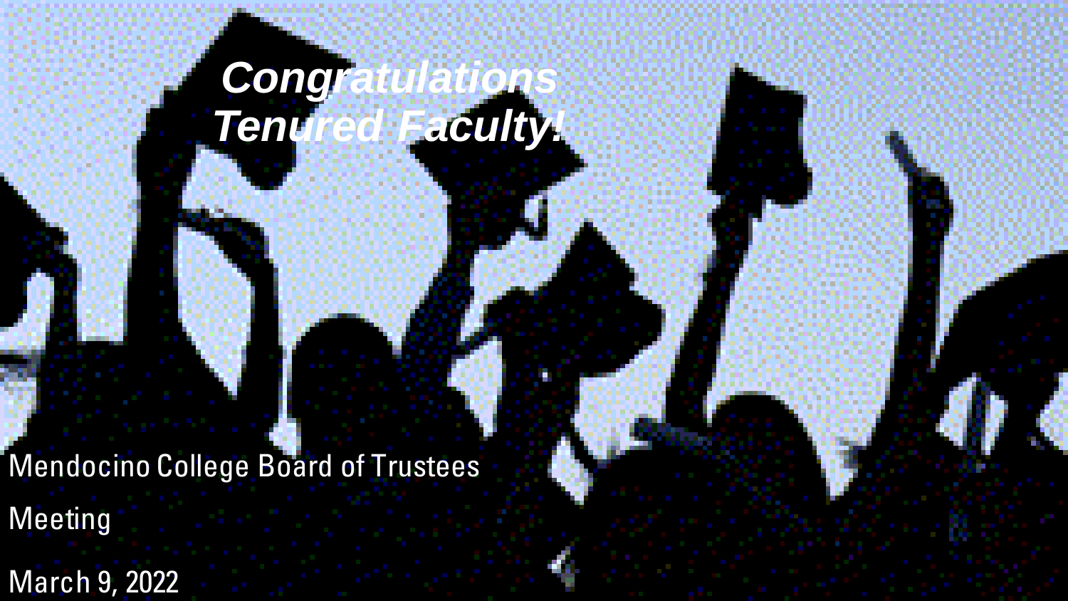# *Congratulations Tenured Faculty!*

Mendocino College Board of Trustees Meeting

March 9, 2022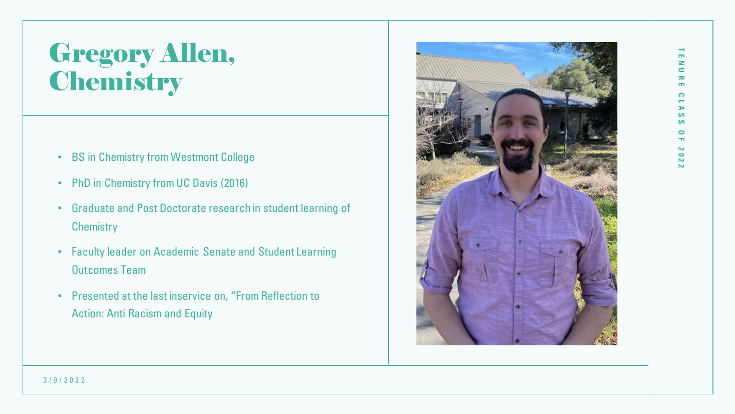# Gregory Allen, Chemistry

- BS in Chemistry from Westmont College
- PhD in Chemistry from UC Davis (2016)
- Graduate and Post Doctorate research in student learning of Chemistry
- Faculty leader on Academic Senate and Student Learning Outcomes Team
- Presented at the last inservice on, "From Reflection to Action: Anti Racism and Equity

TENURE CLASS OF 2022

3/9/2022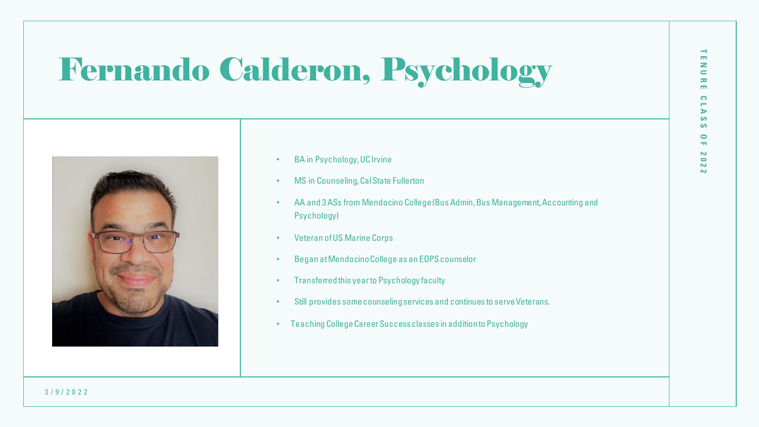# Fernando Calderon, Psychology

- BA in Psychology, UC Irvine
- MS in Counseling, Cal State Fullerton
- AA and 3 ASs from Mendocino College (Bus Admin, Bus Management, Accounting and Psychology)
- Veteran of US Marine Corps
- Began at Mendocino College as an EOPS counselor
- Transferred this year to Psychology faculty
- Still provides some counseling services and continues to serve Veterans.
- Teaching College Career Success classes in addition to Psychology

TENURE CLASS OF 2022

3/9/2022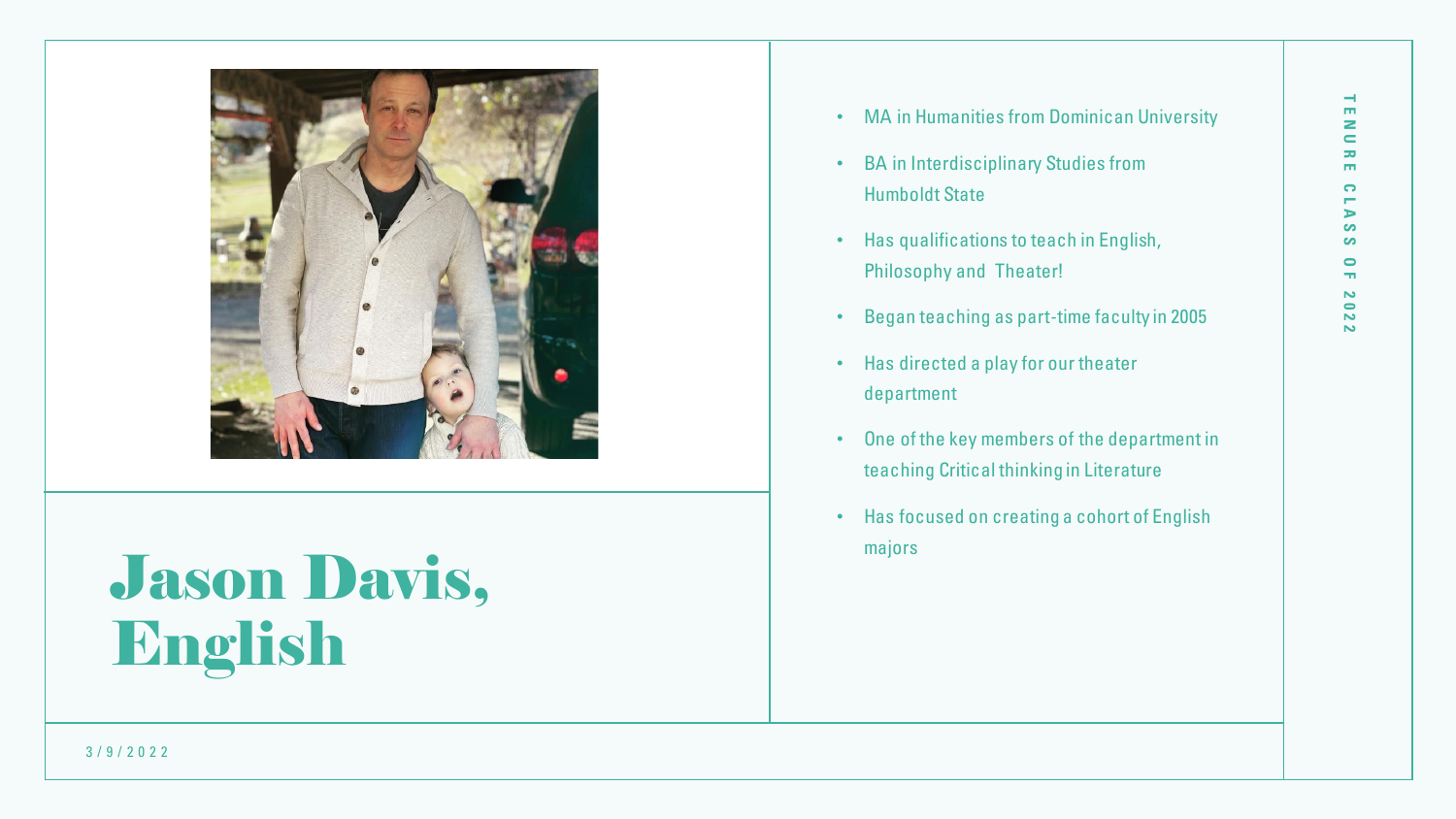# Jason Davis, English

- MA in Humanities from Dominican University
- BA in Interdisciplinary Studies from Humboldt State
- Has qualifications to teach in English, Philosophy and Theater!
- Began teaching as part-time faculty in 2005
- Has directed a play for our theater department
- One of the key members of the department in teaching Critical thinking in Literature
- Has focused on creating a cohort of English majors

TENURE CLASS OF 2022

3/9/2022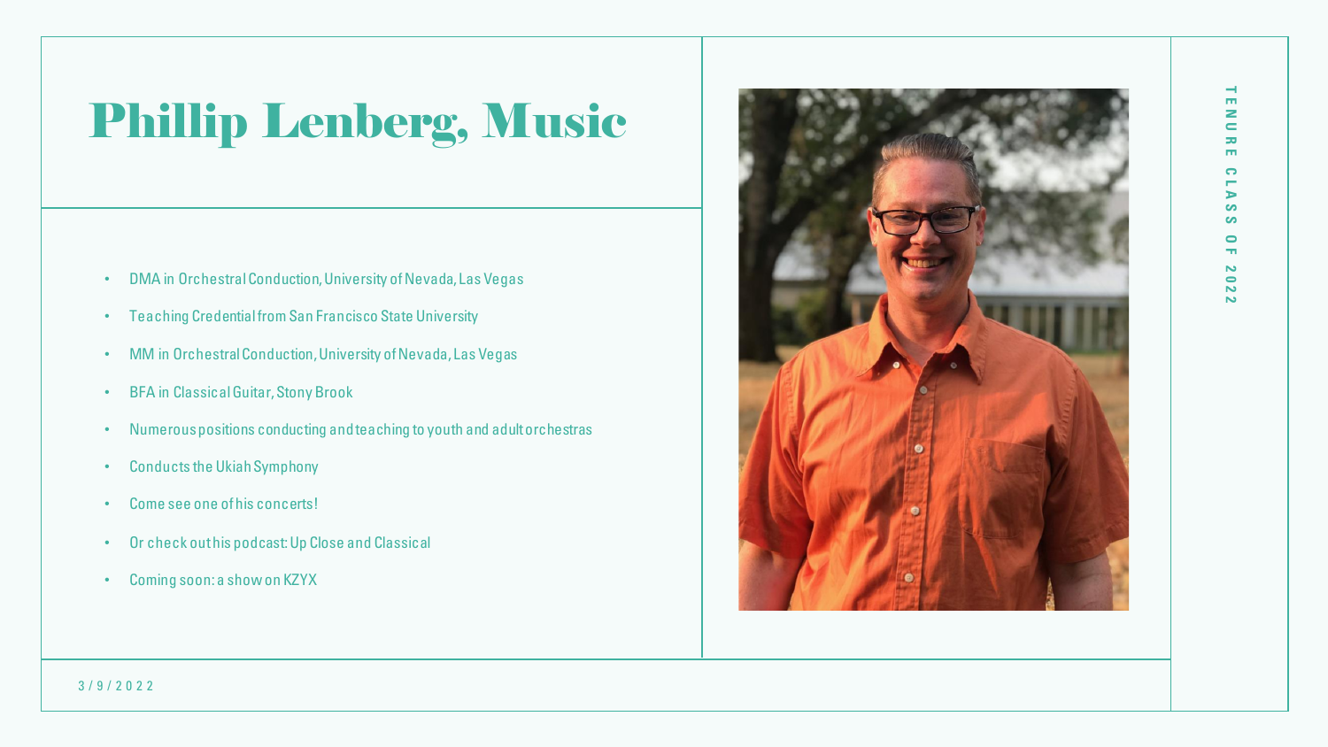# Phillip Lenberg, Music

- DMA in Orchestral Conduction, University of Nevada, Las Vegas
- Teaching Credential from San Francisco State University
- MM in Orchestral Conduction, University of Nevada, Las Vegas
- BFA in Classical Guitar, Stony Brook
- Numerous positions conducting and teaching to youth and adult orchestras
- Conducts the Ukiah Symphony
- Come see one of his concerts!
- Or check out his podcast: Up Close and Classical
- Coming soon: a show on KZYX

TENURE CLASS OF 2022

3/9/2022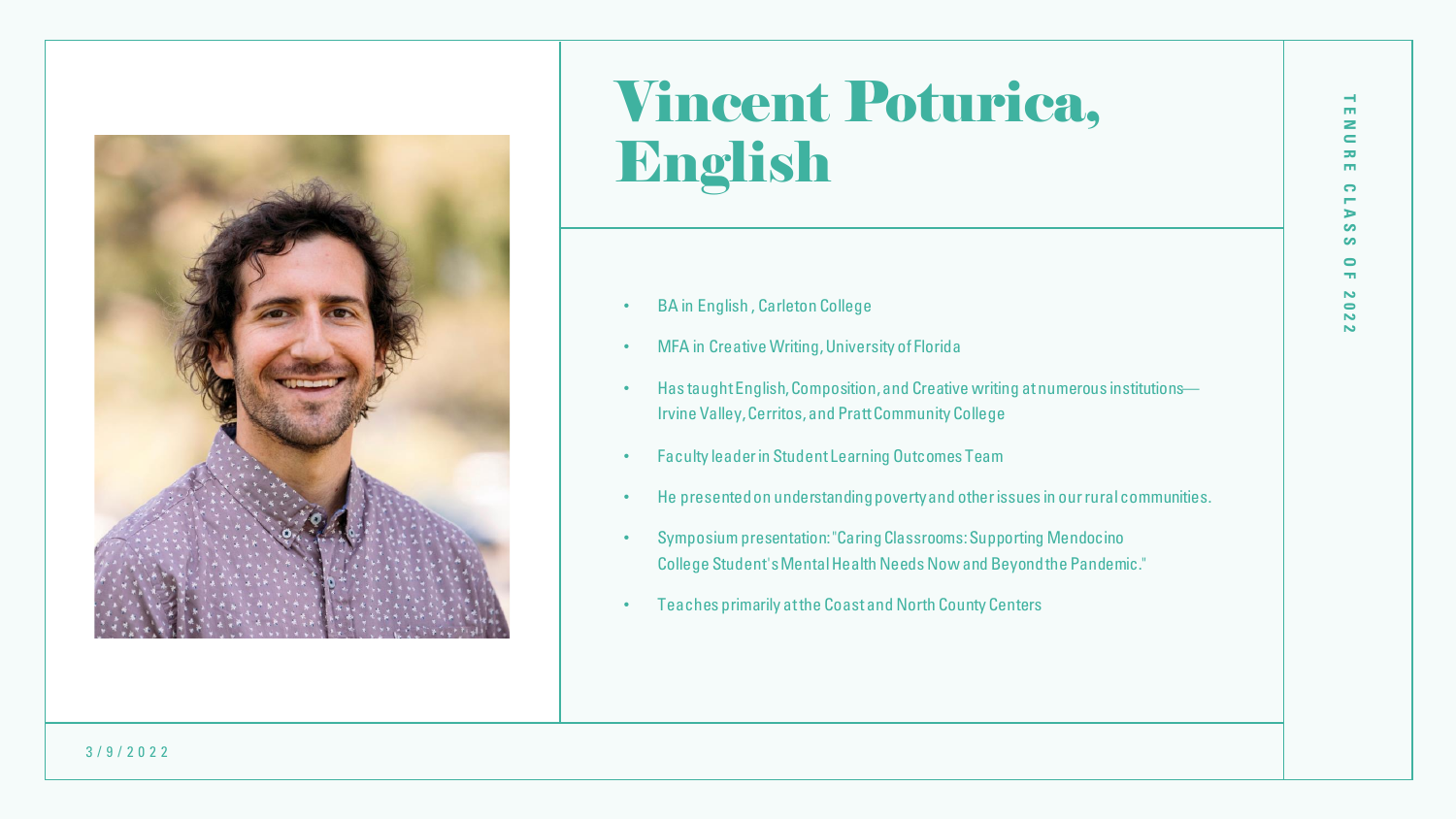# Vincent Poturica, English

TENURE CLASS OF 2022

- BA in English , Carleton College
- MFA in Creative Writing, University of Florida
- Has taught English, Composition, and Creative writing at numerous institutions—Irvine Valley, Cerritos, and Pratt Community College
- Faculty leader in Student Learning Outcomes Team
- He presented on understanding poverty and other issues in our rural communities.
- Symposium presentation: "Caring Classrooms: Supporting Mendocino College Student's Mental Health Needs Now and Beyond the Pandemic."
- Teaches primarily at the Coast and North County Centers

3/9/2022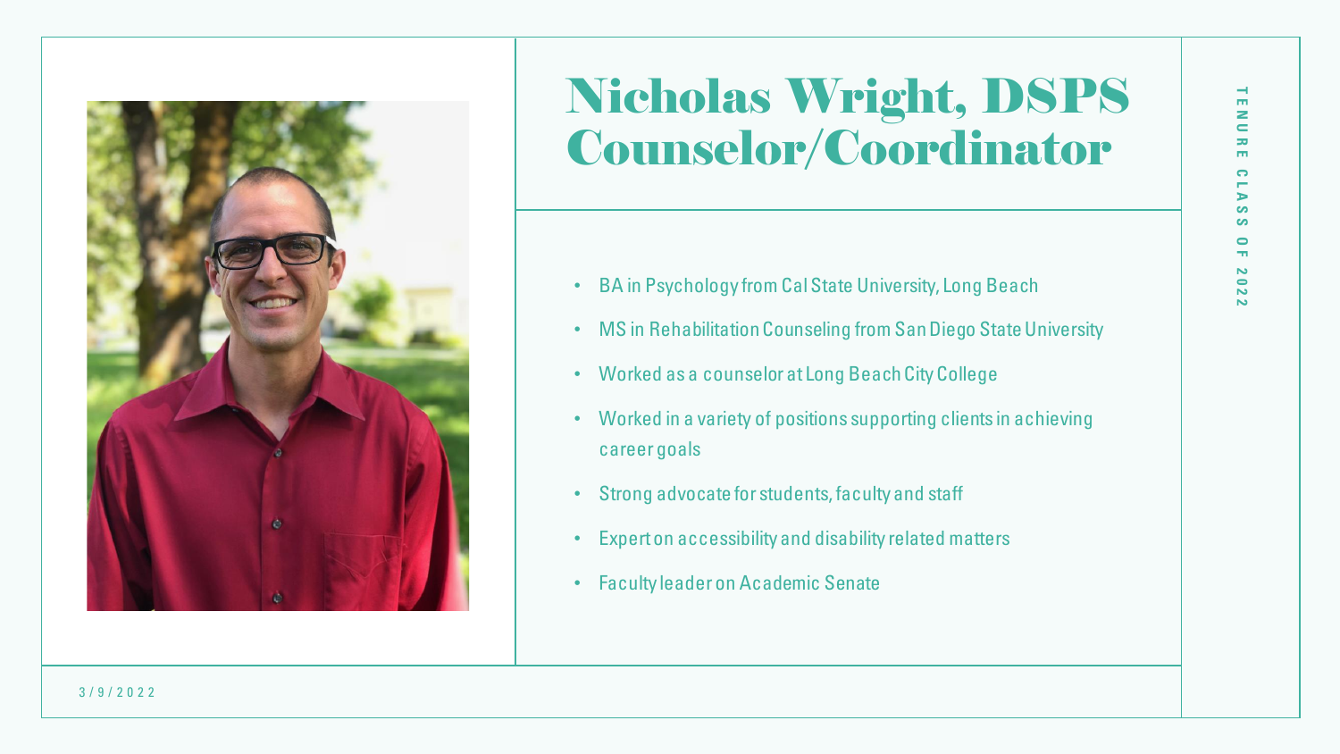# Nicholas Wright, DSPS Counselor/Coordinator

TENURE CLASS OF 2022

- BA in Psychology from Cal State University, Long Beach
- MS in Rehabilitation Counseling from San Diego State University
- Worked as a counselor at Long Beach City College
- Worked in a variety of positions supporting clients in achieving career goals
- Strong advocate for students, faculty and staff
- Expert on accessibility and disability related matters
- Faculty leader on Academic Senate

3/9/2022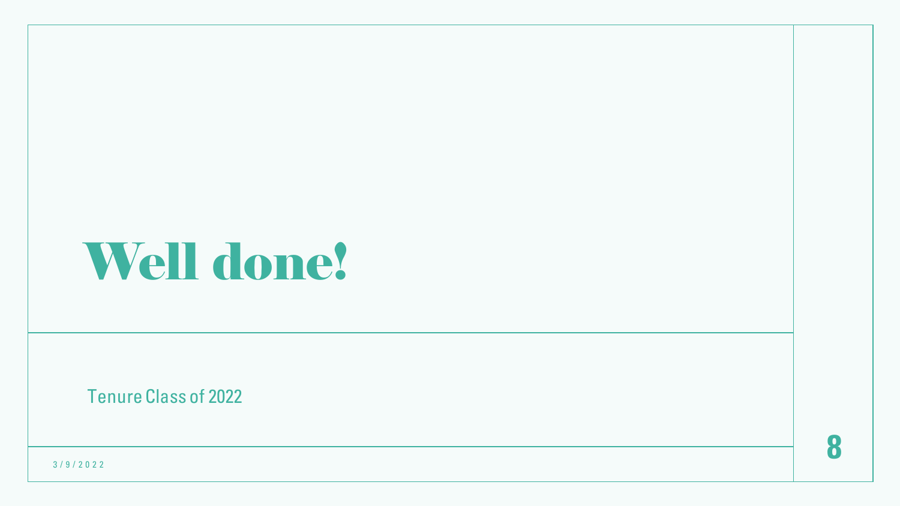# Well done!

Tenure Class of 2022